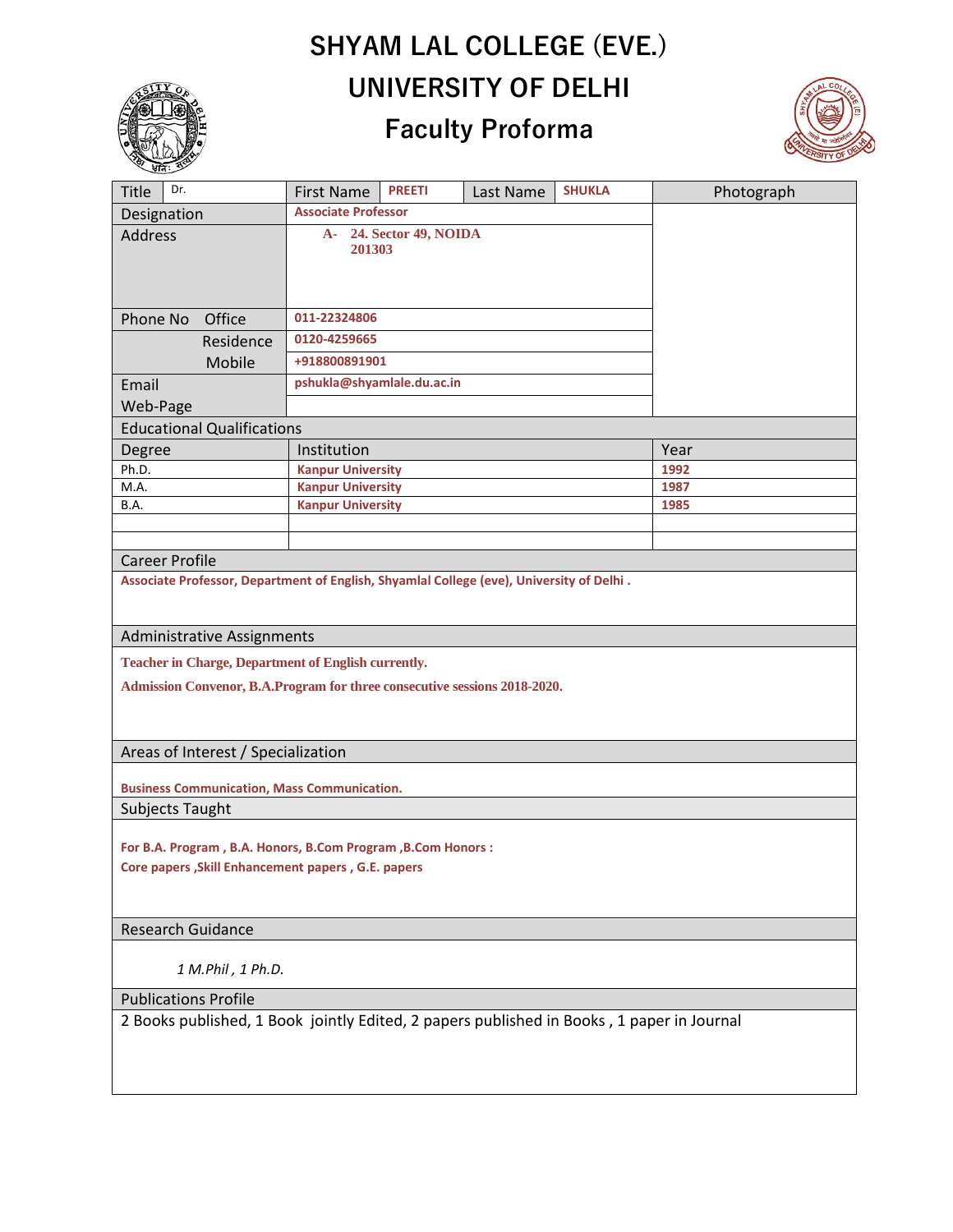# SHYAM LAL COLLEGE (EVE.)

# UNIVERSITY OF DELHI

## Faculty Proforma

| Title | Dr. | First Name | PREETI | Last Name | SHUKLA | Photograph |
|---|---|---|---|---|---|---|
| Designation | | Associate Professor | | | | |
| Address | | A- 24. Sector 49, NOIDA 201303 | | | | |
| Phone No Office | | 011-22324806 | | | | |
| Residence | | 0120-4259665 | | | | |
| Mobile | | +918800891901 | | | | |
| Email | | pshukla@shyamlale.du.ac.in | | | | |
| Web-Page | | | | | | |

### Educational Qualifications

| Degree | Institution | Year |
|---|---|---|
| Ph.D. | Kanpur University | 1992 |
| M.A. | Kanpur University | 1987 |
| B.A. | Kanpur University | 1985 |
| | | |
| | | |

### Career Profile

**Associate Professor, Department of English, Shyamlal College (eve), University of Delhi .**

### Administrative Assignments

**Teacher in Charge, Department of English currently.**

**Admission Convenor, B.A.Program for three consecutive sessions 2018-2020.**

### Areas of Interest / Specialization

**Business Communication, Mass Communication.**

### Subjects Taught

**For B.A. Program , B.A. Honors, B.Com Program ,B.Com Honors :**
**Core papers ,Skill Enhancement papers , G.E. papers**

### Research Guidance

*1 M.Phil , 1 Ph.D.*

### Publications Profile

2 Books published, 1 Book jointly Edited, 2 papers published in Books , 1 paper in Journal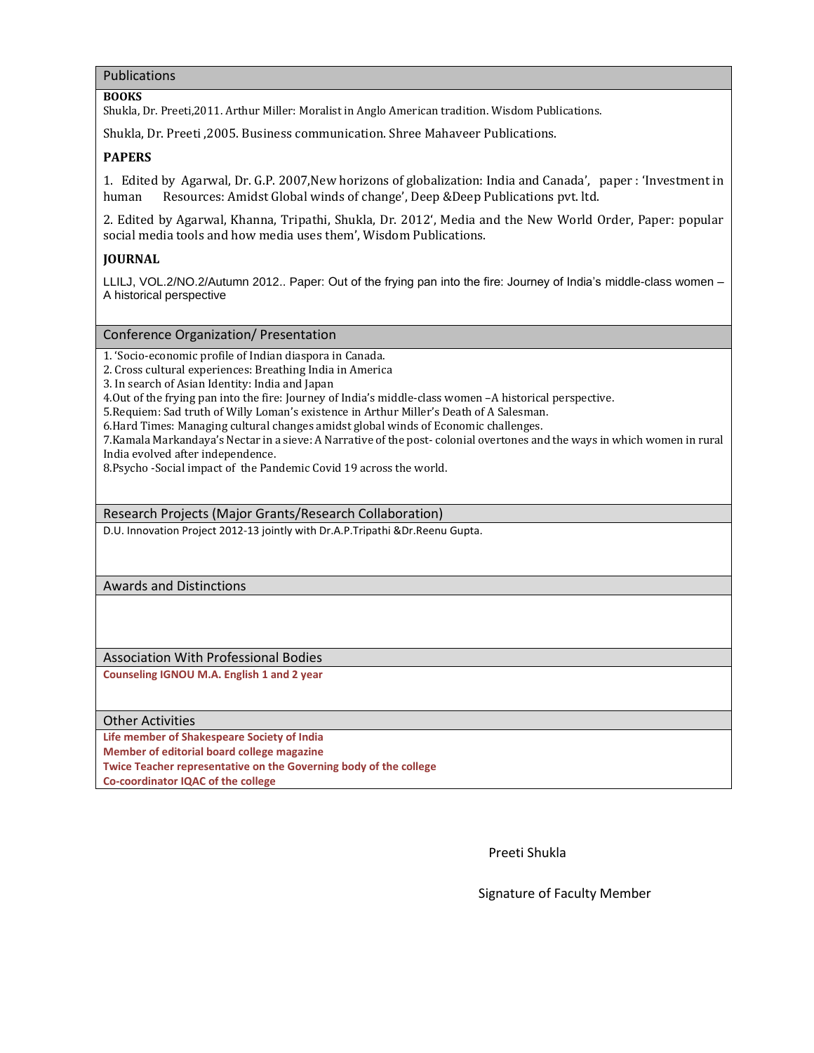## Publications

**BOOKS**

Shukla, Dr. Preeti,2011. Arthur Miller: Moralist in Anglo American tradition. Wisdom Publications.

Shukla, Dr. Preeti ,2005. Business communication. Shree Mahaveer Publications.

**PAPERS**

1. Edited by Agarwal, Dr. G.P. 2007,New horizons of globalization: India and Canada', paper : 'Investment in human Resources: Amidst Global winds of change', Deep &Deep Publications pvt. ltd.

2. Edited by Agarwal, Khanna, Tripathi, Shukla, Dr. 2012', Media and the New World Order, Paper: popular social media tools and how media uses them', Wisdom Publications.

**JOURNAL**

LLILJ, VOL.2/NO.2/Autumn 2012.. Paper: Out of the frying pan into the fire: Journey of India's middle-class women – A historical perspective

## Conference Organization/ Presentation

1. 'Socio-economic profile of Indian diaspora in Canada.
2. Cross cultural experiences: Breathing India in America
3. In search of Asian Identity: India and Japan
4. Out of the frying pan into the fire: Journey of India's middle-class women –A historical perspective.
5. Requiem: Sad truth of Willy Loman's existence in Arthur Miller's Death of A Salesman.
6. Hard Times: Managing cultural changes amidst global winds of Economic challenges.
7. Kamala Markandaya's Nectar in a sieve: A Narrative of the post- colonial overtones and the ways in which women in rural India evolved after independence.
8. Psycho -Social impact of the Pandemic Covid 19 across the world.

## Research Projects (Major Grants/Research Collaboration)

D.U. Innovation Project 2012-13 jointly with Dr.A.P.Tripathi &Dr.Reenu Gupta.

## Awards and Distinctions

## Association With Professional Bodies

**Counseling IGNOU M.A. English 1 and 2 year**

## Other Activities

**Life member of Shakespeare Society of India**
**Member of editorial board college magazine**
**Twice Teacher representative on the Governing body of the college**
**Co-coordinator IQAC of the college**

Preeti Shukla

Signature of Faculty Member